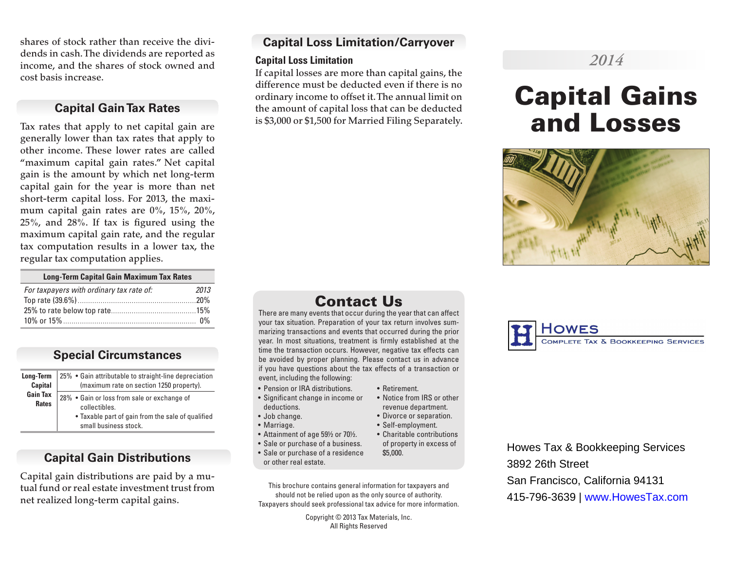shares of stock rather than receive the dividends in cash. The dividends are reported as income, and the shares of stock owned and cost basis increase.

## Capital Gain Tax Rates

Tax rates that apply to net capital gain are generally lower than tax rates that apply to other income. These lower rates are called "maximum capital gain rates." Net capital gain is the amount by which net long-term capital gain for the year is more than net short-term capital loss. For 2013, the maximum capital gain rates are 0%, 15%, 20%, 25%, and 28%. If tax is figured using the maximum capital gain rate, and the regular tax computation results in a lower tax, the regular tax computation applies.

| Long-Term Capital Gain Maximum Tax Rates | |
|---|---|
| *For taxpayers with ordinary tax rate of:* | *2013* |
| Top rate (39.6%) | 20% |
| 25% to rate below top rate | 15% |
| 10% or 15% | 0% |

## Special Circumstances

| Long-Term Capital Gain Tax Rates | | |
|---|---|---|
| | 25% | • Gain attributable to straight-line depreciation (maximum rate on section 1250 property). |
| | 28% | • Gain or loss from sale or exchange of collectibles.<br>• Taxable part of gain from the sale of qualified small business stock. |

## Capital Gain Distributions

Capital gain distributions are paid by a mutual fund or real estate investment trust from net realized long-term capital gains.

## Capital Loss Limitation/Carryover

### Capital Loss Limitation

If capital losses are more than capital gains, the difference must be deducted even if there is no ordinary income to offset it. The annual limit on the amount of capital loss that can be deducted is $3,000 or $1,500 for Married Filing Separately.

## Contact Us

There are many events that occur during the year that can affect your tax situation. Preparation of your tax return involves summarizing transactions and events that occurred during the prior year. In most situations, treatment is firmly established at the time the transaction occurs. However, negative tax effects can be avoided by proper planning. Please contact us in advance if you have questions about the tax effects of a transaction or event, including the following:

- Pension or IRA distributions.
- Significant change in income or deductions.
- Job change.
- Marriage.
- Attainment of age 59½ or 70½.
- Sale or purchase of a business.
- Sale or purchase of a residence or other real estate.
- Retirement.
- Notice from IRS or other revenue department.
- Divorce or separation.
- Self-employment.
- Charitable contributions of property in excess of $5,000.

This brochure contains general information for taxpayers and should not be relied upon as the only source of authority. Taxpayers should seek professional tax advice for more information.

Copyright © 2013 Tax Materials, Inc.
All Rights Reserved

*2014*

# Capital Gains and Losses

**Howes**
Complete Tax & Bookkeeping Services

Howes Tax & Bookkeeping Services
3892 26th Street
San Francisco, California 94131
415-796-3639 | www.HowesTax.com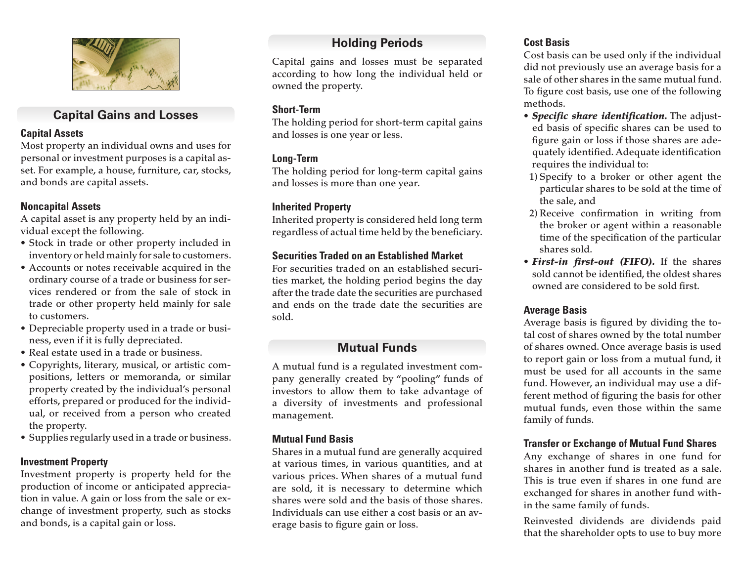## Capital Gains and Losses

### Capital Assets

Most property an individual owns and uses for personal or investment purposes is a capital asset. For example, a house, furniture, car, stocks, and bonds are capital assets.

### Noncapital Assets

A capital asset is any property held by an individual except the following.

- Stock in trade or other property included in inventory or held mainly for sale to customers.
- Accounts or notes receivable acquired in the ordinary course of a trade or business for services rendered or from the sale of stock in trade or other property held mainly for sale to customers.
- Depreciable property used in a trade or business, even if it is fully depreciated.
- Real estate used in a trade or business.
- Copyrights, literary, musical, or artistic compositions, letters or memoranda, or similar property created by the individual's personal efforts, prepared or produced for the individual, or received from a person who created the property.
- Supplies regularly used in a trade or business.

### Investment Property

Investment property is property held for the production of income or anticipated appreciation in value. A gain or loss from the sale or exchange of investment property, such as stocks and bonds, is a capital gain or loss.

## Holding Periods

Capital gains and losses must be separated according to how long the individual held or owned the property.

### Short-Term

The holding period for short-term capital gains and losses is one year or less.

### Long-Term

The holding period for long-term capital gains and losses is more than one year.

### Inherited Property

Inherited property is considered held long term regardless of actual time held by the beneficiary.

### Securities Traded on an Established Market

For securities traded on an established securities market, the holding period begins the day after the trade date the securities are purchased and ends on the trade date the securities are sold.

## Mutual Funds

A mutual fund is a regulated investment company generally created by "pooling" funds of investors to allow them to take advantage of a diversity of investments and professional management.

### Mutual Fund Basis

Shares in a mutual fund are generally acquired at various times, in various quantities, and at various prices. When shares of a mutual fund are sold, it is necessary to determine which shares were sold and the basis of those shares. Individuals can use either a cost basis or an average basis to figure gain or loss.

### Cost Basis

Cost basis can be used only if the individual did not previously use an average basis for a sale of other shares in the same mutual fund. To figure cost basis, use one of the following methods.

- ***Specific share identification.*** The adjusted basis of specific shares can be used to figure gain or loss if those shares are adequately identified. Adequate identification requires the individual to:
  1) Specify to a broker or other agent the particular shares to be sold at the time of the sale, and
  2) Receive confirmation in writing from the broker or agent within a reasonable time of the specification of the particular shares sold.
- ***First-in first-out (FIFO).*** If the shares sold cannot be identified, the oldest shares owned are considered to be sold first.

### Average Basis

Average basis is figured by dividing the total cost of shares owned by the total number of shares owned. Once average basis is used to report gain or loss from a mutual fund, it must be used for all accounts in the same fund. However, an individual may use a different method of figuring the basis for other mutual funds, even those within the same family of funds.

### Transfer or Exchange of Mutual Fund Shares

Any exchange of shares in one fund for shares in another fund is treated as a sale. This is true even if shares in one fund are exchanged for shares in another fund within the same family of funds.

Reinvested dividends are dividends paid that the shareholder opts to use to buy more